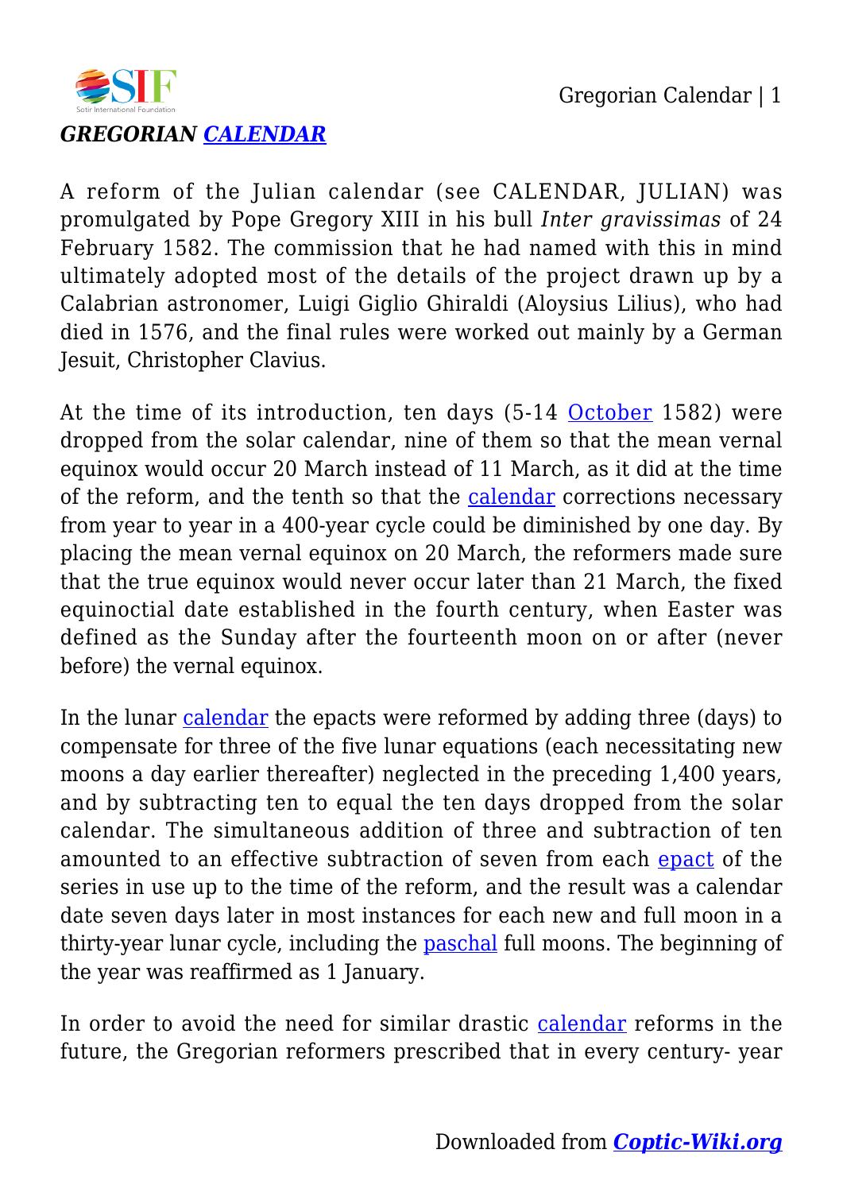# *GREGORIAN CALENDAR*

A reform of the Julian calendar (see CALENDAR, JULIAN) was promulgated by Pope Gregory XIII in his bull *Inter gravissimas* of 24 February 1582. The commission that he had named with this in mind ultimately adopted most of the details of the project drawn up by a Calabrian astronomer, Luigi Giglio Ghiraldi (Aloysius Lilius), who had died in 1576, and the final rules were worked out mainly by a German Jesuit, Christopher Clavius.

At the time of its introduction, ten days (5-14 October 1582) were dropped from the solar calendar, nine of them so that the mean vernal equinox would occur 20 March instead of 11 March, as it did at the time of the reform, and the tenth so that the calendar corrections necessary from year to year in a 400-year cycle could be diminished by one day. By placing the mean vernal equinox on 20 March, the reformers made sure that the true equinox would never occur later than 21 March, the fixed equinoctial date established in the fourth century, when Easter was defined as the Sunday after the fourteenth moon on or after (never before) the vernal equinox.

In the lunar calendar the epacts were reformed by adding three (days) to compensate for three of the five lunar equations (each necessitating new moons a day earlier thereafter) neglected in the preceding 1,400 years, and by subtracting ten to equal the ten days dropped from the solar calendar. The simultaneous addition of three and subtraction of ten amounted to an effective subtraction of seven from each epact of the series in use up to the time of the reform, and the result was a calendar date seven days later in most instances for each new and full moon in a thirty-year lunar cycle, including the paschal full moons. The beginning of the year was reaffirmed as 1 January.

In order to avoid the need for similar drastic calendar reforms in the future, the Gregorian reformers prescribed that in every century- year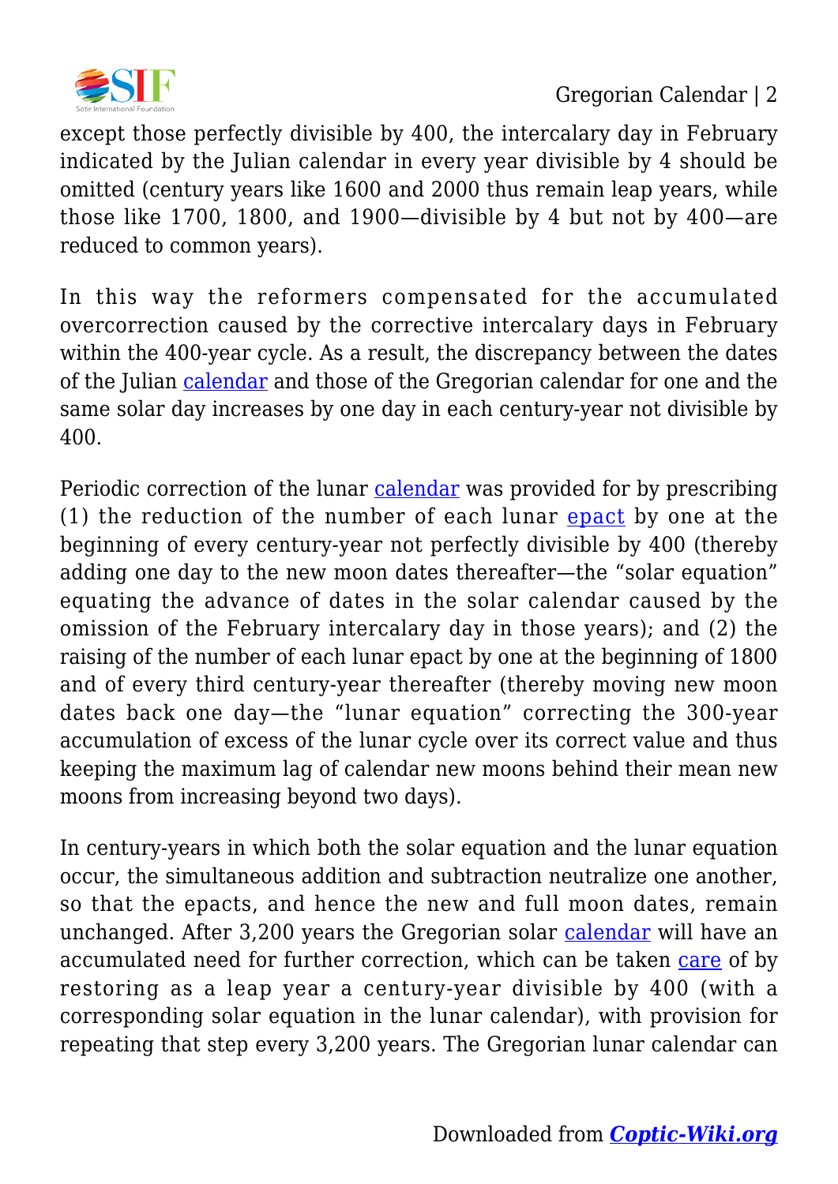except those perfectly divisible by 400, the intercalary day in February indicated by the Julian calendar in every year divisible by 4 should be omitted (century years like 1600 and 2000 thus remain leap years, while those like 1700, 1800, and 1900—divisible by 4 but not by 400—are reduced to common years).

In this way the reformers compensated for the accumulated overcorrection caused by the corrective intercalary days in February within the 400-year cycle. As a result, the discrepancy between the dates of the Julian calendar and those of the Gregorian calendar for one and the same solar day increases by one day in each century-year not divisible by 400.

Periodic correction of the lunar calendar was provided for by prescribing (1) the reduction of the number of each lunar epact by one at the beginning of every century-year not perfectly divisible by 400 (thereby adding one day to the new moon dates thereafter—the "solar equation" equating the advance of dates in the solar calendar caused by the omission of the February intercalary day in those years); and (2) the raising of the number of each lunar epact by one at the beginning of 1800 and of every third century-year thereafter (thereby moving new moon dates back one day—the "lunar equation" correcting the 300-year accumulation of excess of the lunar cycle over its correct value and thus keeping the maximum lag of calendar new moons behind their mean new moons from increasing beyond two days).

In century-years in which both the solar equation and the lunar equation occur, the simultaneous addition and subtraction neutralize one another, so that the epacts, and hence the new and full moon dates, remain unchanged. After 3,200 years the Gregorian solar calendar will have an accumulated need for further correction, which can be taken care of by restoring as a leap year a century-year divisible by 400 (with a corresponding solar equation in the lunar calendar), with provision for repeating that step every 3,200 years. The Gregorian lunar calendar can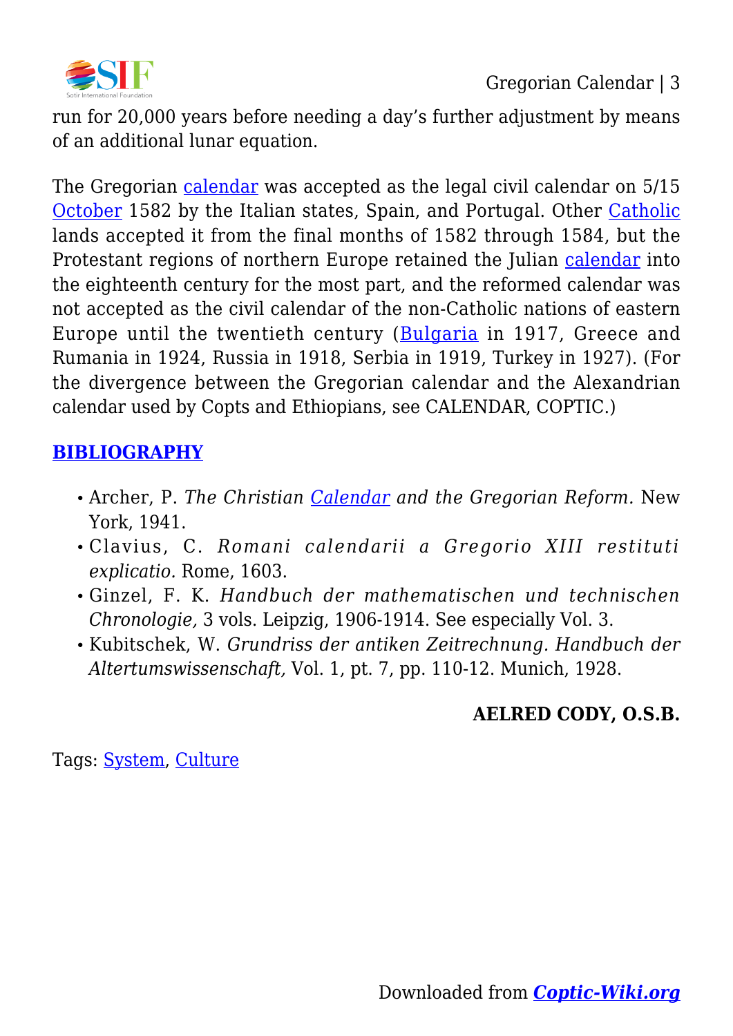run for 20,000 years before needing a day's further adjustment by means of an additional lunar equation.

The Gregorian calendar was accepted as the legal civil calendar on 5/15 October 1582 by the Italian states, Spain, and Portugal. Other Catholic lands accepted it from the final months of 1582 through 1584, but the Protestant regions of northern Europe retained the Julian calendar into the eighteenth century for the most part, and the reformed calendar was not accepted as the civil calendar of the non-Catholic nations of eastern Europe until the twentieth century (Bulgaria in 1917, Greece and Rumania in 1924, Russia in 1918, Serbia in 1919, Turkey in 1927). (For the divergence between the Gregorian calendar and the Alexandrian calendar used by Copts and Ethiopians, see CALENDAR, COPTIC.)

## BIBLIOGRAPHY

- Archer, P. *The Christian Calendar and the Gregorian Reform.* New York, 1941.
- Clavius, C. *Romani calendarii a Gregorio XIII restituti explicatio.* Rome, 1603.
- Ginzel, F. K. *Handbuch der mathematischen und technischen Chronologie,* 3 vols. Leipzig, 1906-1914. See especially Vol. 3.
- Kubitschek, W. *Grundriss der antiken Zeitrechnung. Handbuch der Altertumswissenschaft,* Vol. 1, pt. 7, pp. 110-12. Munich, 1928.

**AELRED CODY, O.S.B.**

Tags: System, Culture